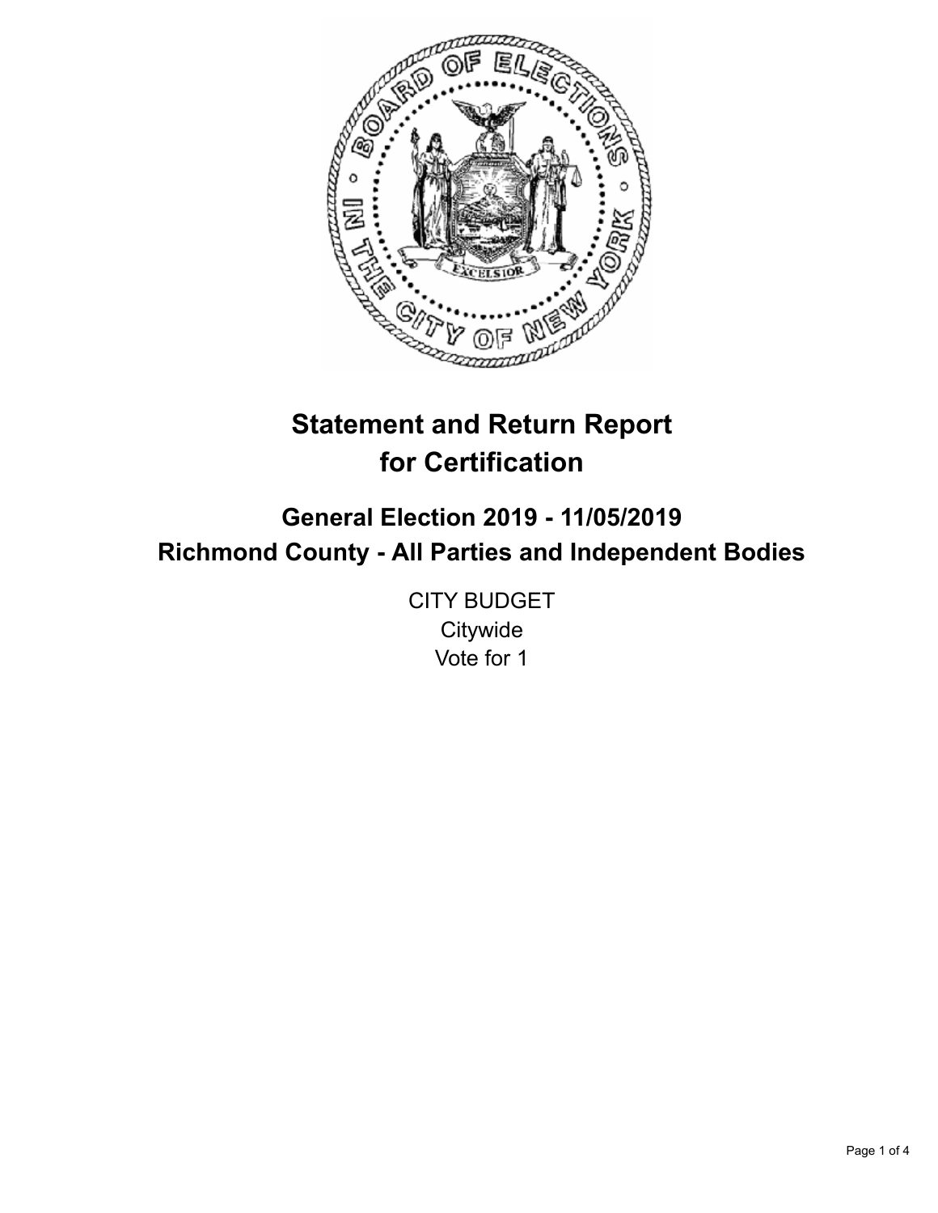# Statement and Return Report for Certification

## General Election 2019 - 11/05/2019
## Richmond County - All Parties and Independent Bodies

CITY BUDGET
Citywide
Vote for 1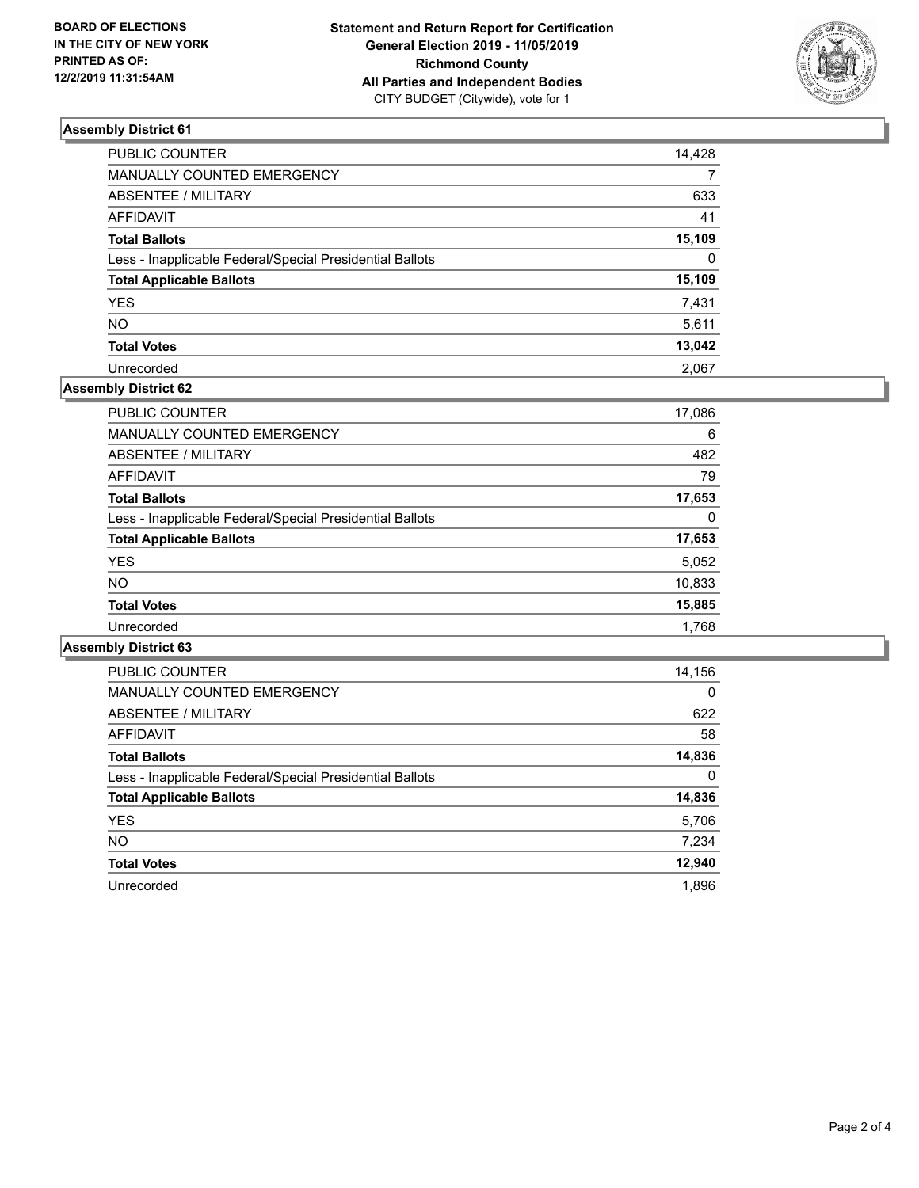**BOARD OF ELECTIONS IN THE CITY OF NEW YORK PRINTED AS OF: 12/2/2019 11:31:54AM**

**Statement and Return Report for Certification General Election 2019 - 11/05/2019 Richmond County All Parties and Independent Bodies**
CITY BUDGET (Citywide), vote for 1

### Assembly District 61

| | |
|---|---|
| PUBLIC COUNTER | 14,428 |
| MANUALLY COUNTED EMERGENCY | 7 |
| ABSENTEE / MILITARY | 633 |
| AFFIDAVIT | 41 |
| **Total Ballots** | **15,109** |
| Less - Inapplicable Federal/Special Presidential Ballots | 0 |
| **Total Applicable Ballots** | **15,109** |
| YES | 7,431 |
| NO | 5,611 |
| **Total Votes** | **13,042** |
| Unrecorded | 2,067 |

### Assembly District 62

| | |
|---|---|
| PUBLIC COUNTER | 17,086 |
| MANUALLY COUNTED EMERGENCY | 6 |
| ABSENTEE / MILITARY | 482 |
| AFFIDAVIT | 79 |
| **Total Ballots** | **17,653** |
| Less - Inapplicable Federal/Special Presidential Ballots | 0 |
| **Total Applicable Ballots** | **17,653** |
| YES | 5,052 |
| NO | 10,833 |
| **Total Votes** | **15,885** |
| Unrecorded | 1,768 |

### Assembly District 63

| | |
|---|---|
| PUBLIC COUNTER | 14,156 |
| MANUALLY COUNTED EMERGENCY | 0 |
| ABSENTEE / MILITARY | 622 |
| AFFIDAVIT | 58 |
| **Total Ballots** | **14,836** |
| Less - Inapplicable Federal/Special Presidential Ballots | 0 |
| **Total Applicable Ballots** | **14,836** |
| YES | 5,706 |
| NO | 7,234 |
| **Total Votes** | **12,940** |
| Unrecorded | 1,896 |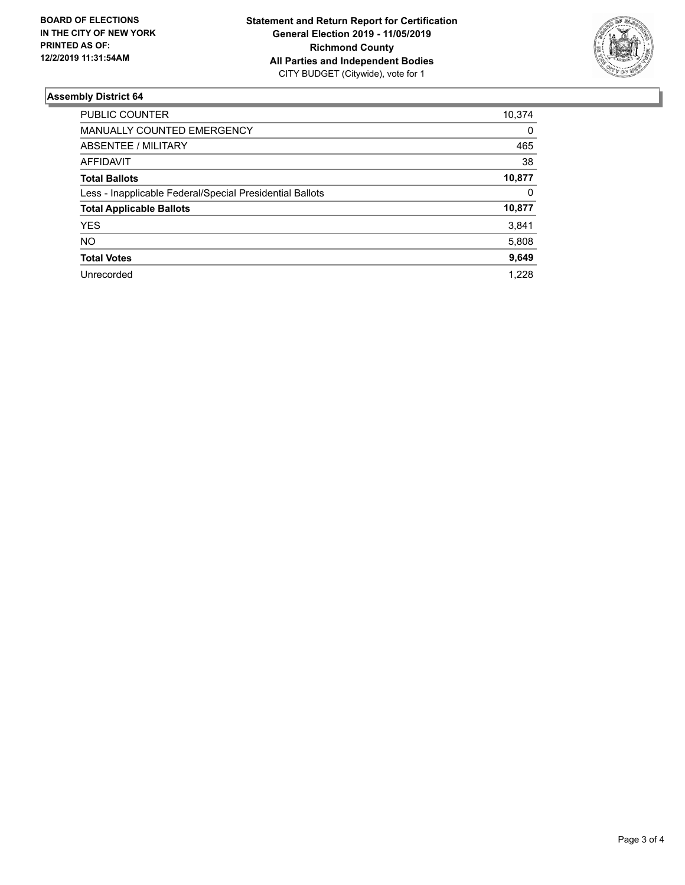**BOARD OF ELECTIONS IN THE CITY OF NEW YORK PRINTED AS OF: 12/2/2019 11:31:54AM**

**Statement and Return Report for Certification**
**General Election 2019 - 11/05/2019**
**Richmond County**
**All Parties and Independent Bodies**
CITY BUDGET (Citywide), vote for 1

## Assembly District 64

| | |
|---|---|
| PUBLIC COUNTER | 10,374 |
| MANUALLY COUNTED EMERGENCY | 0 |
| ABSENTEE / MILITARY | 465 |
| AFFIDAVIT | 38 |
| **Total Ballots** | **10,877** |
| Less - Inapplicable Federal/Special Presidential Ballots | 0 |
| **Total Applicable Ballots** | **10,877** |
| YES | 3,841 |
| NO | 5,808 |
| **Total Votes** | **9,649** |
| Unrecorded | 1,228 |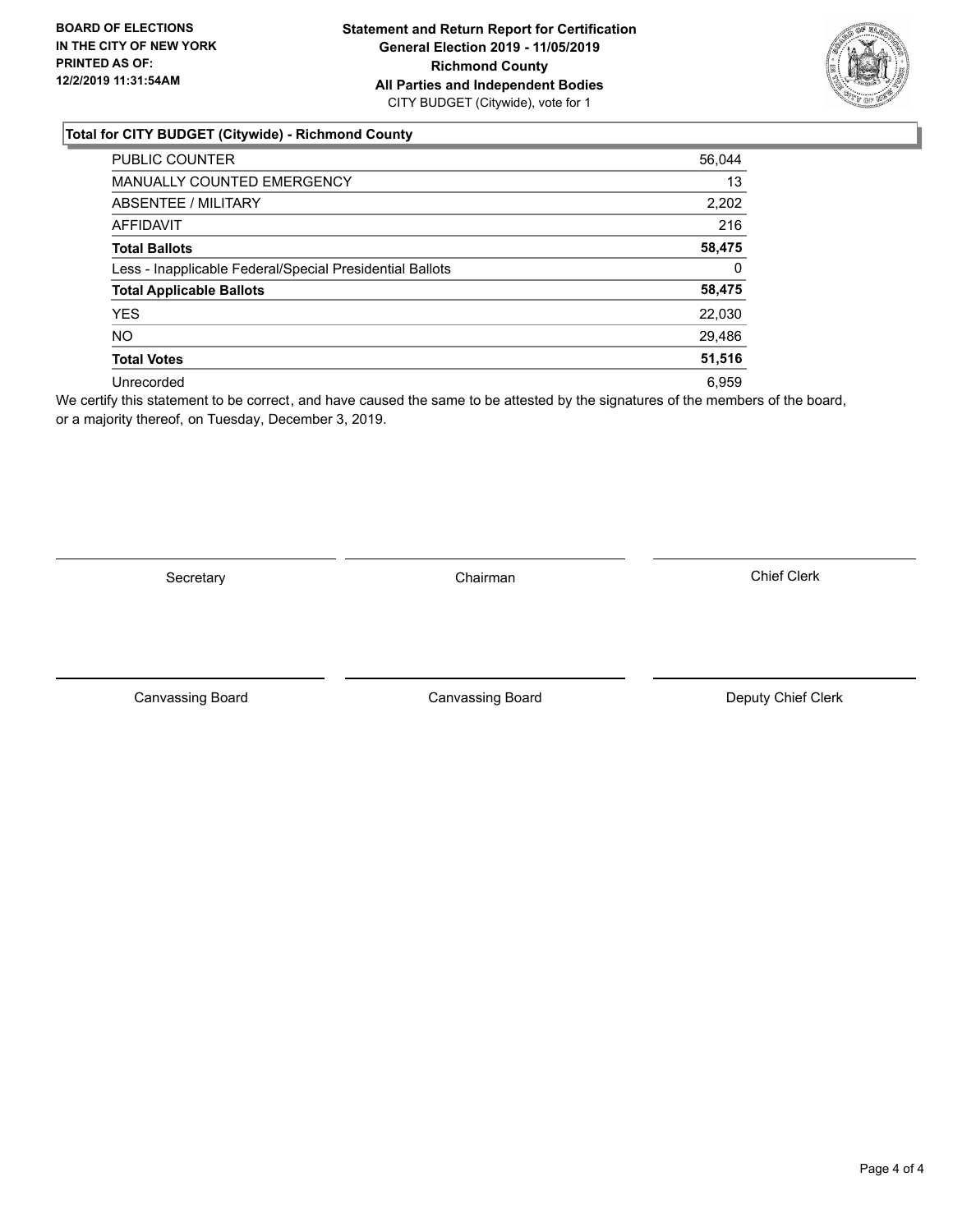**BOARD OF ELECTIONS IN THE CITY OF NEW YORK PRINTED AS OF: 12/2/2019 11:31:54AM**

**Statement and Return Report for Certification**
**General Election 2019 - 11/05/2019**
**Richmond County**
**All Parties and Independent Bodies**
CITY BUDGET (Citywide), vote for 1

### Total for CITY BUDGET (Citywide) - Richmond County

| | |
|---|---|
| PUBLIC COUNTER | 56,044 |
| MANUALLY COUNTED EMERGENCY | 13 |
| ABSENTEE / MILITARY | 2,202 |
| AFFIDAVIT | 216 |
| **Total Ballots** | **58,475** |
| Less - Inapplicable Federal/Special Presidential Ballots | 0 |
| **Total Applicable Ballots** | **58,475** |
| YES | 22,030 |
| NO | 29,486 |
| **Total Votes** | **51,516** |
| Unrecorded | 6,959 |

We certify this statement to be correct, and have caused the same to be attested by the signatures of the members of the board, or a majority thereof, on Tuesday, December 3, 2019.

Secretary

Chairman

Chief Clerk

Canvassing Board

Canvassing Board

Deputy Chief Clerk